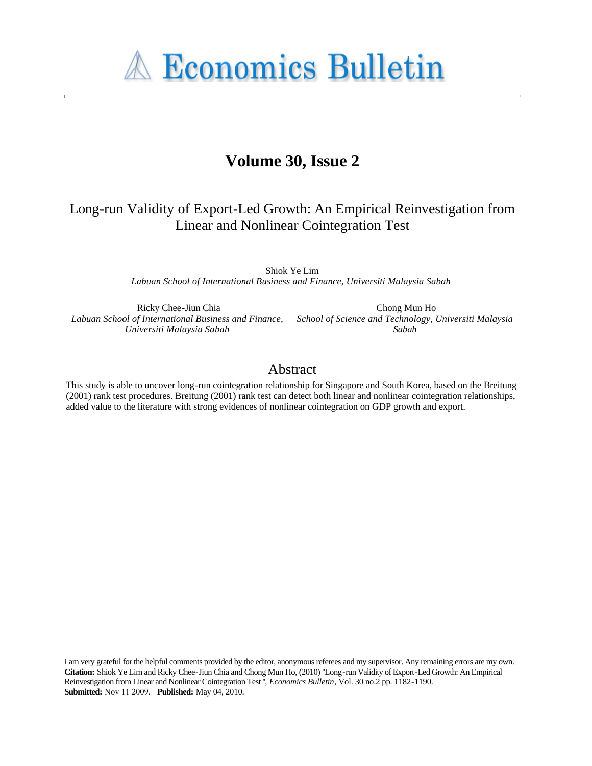# Economics Bulletin

## Volume 30, Issue 2

# Long-run Validity of Export-Led Growth: An Empirical Reinvestigation from Linear and Nonlinear Cointegration Test

Shiok Ye Lim
*Labuan School of International Business and Finance, Universiti Malaysia Sabah*

Ricky Chee-Jiun Chia
*Labuan School of International Business and Finance, Universiti Malaysia Sabah*

Chong Mun Ho
*School of Science and Technology, Universiti Malaysia Sabah*

## Abstract

This study is able to uncover long-run cointegration relationship for Singapore and South Korea, based on the Breitung (2001) rank test procedures. Breitung (2001) rank test can detect both linear and nonlinear cointegration relationships, added value to the literature with strong evidences of nonlinear cointegration on GDP growth and export.

---

I am very grateful for the helpful comments provided by the editor, anonymous referees and my supervisor. Any remaining errors are my own.
**Citation:** Shiok Ye Lim and Ricky Chee-Jiun Chia and Chong Mun Ho, (2010) ''Long-run Validity of Export-Led Growth: An Empirical Reinvestigation from Linear and Nonlinear Cointegration Test '', *Economics Bulletin*, Vol. 30 no.2 pp. 1182-1190.
**Submitted:** Nov 11 2009. **Published:** May 04, 2010.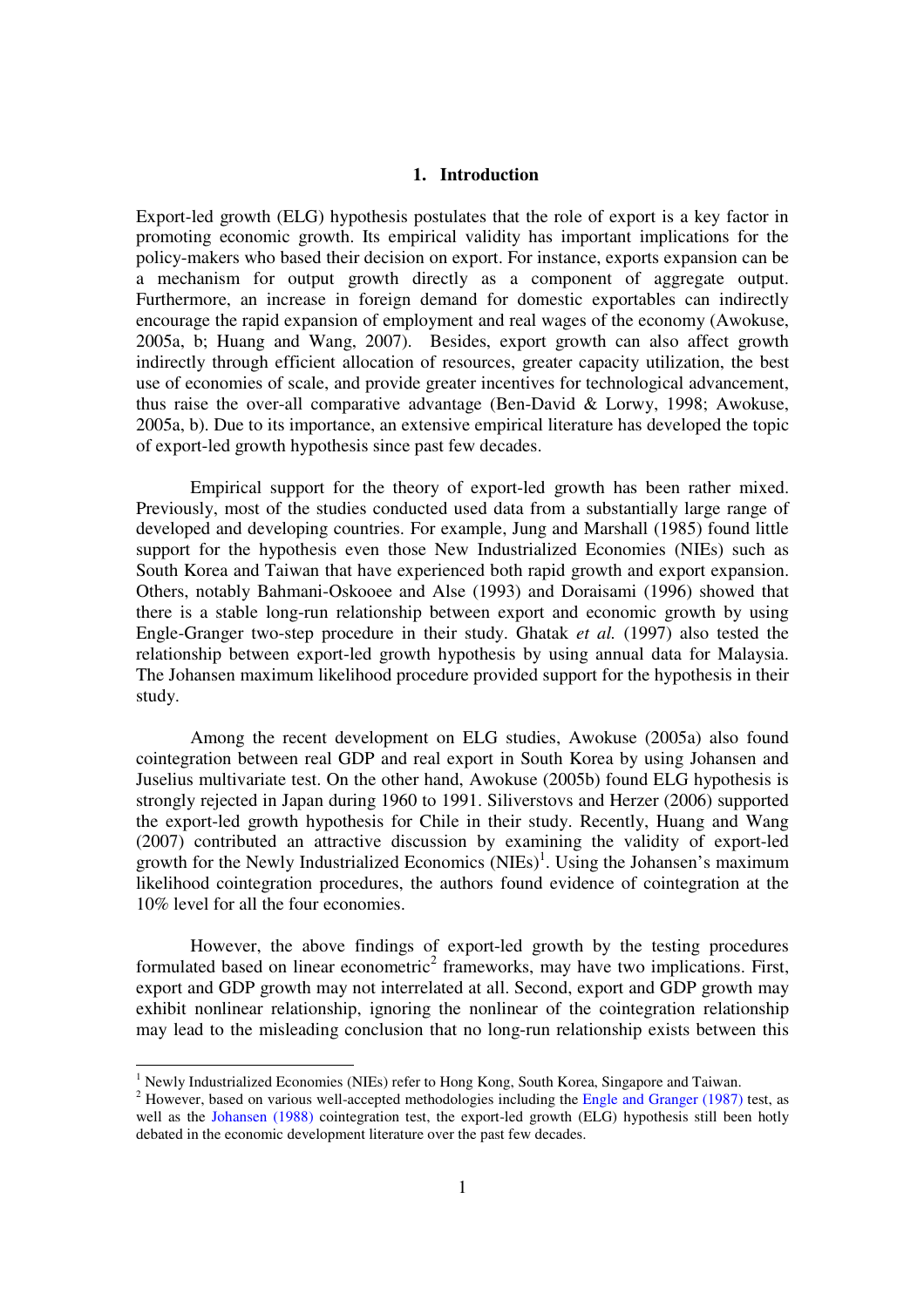## 1. Introduction

Export-led growth (ELG) hypothesis postulates that the role of export is a key factor in promoting economic growth. Its empirical validity has important implications for the policy-makers who based their decision on export. For instance, exports expansion can be a mechanism for output growth directly as a component of aggregate output. Furthermore, an increase in foreign demand for domestic exportables can indirectly encourage the rapid expansion of employment and real wages of the economy (Awokuse, 2005a, b; Huang and Wang, 2007). Besides, export growth can also affect growth indirectly through efficient allocation of resources, greater capacity utilization, the best use of economies of scale, and provide greater incentives for technological advancement, thus raise the over-all comparative advantage (Ben-David & Lorwy, 1998; Awokuse, 2005a, b). Due to its importance, an extensive empirical literature has developed the topic of export-led growth hypothesis since past few decades.

Empirical support for the theory of export-led growth has been rather mixed. Previously, most of the studies conducted used data from a substantially large range of developed and developing countries. For example, Jung and Marshall (1985) found little support for the hypothesis even those New Industrialized Economies (NIEs) such as South Korea and Taiwan that have experienced both rapid growth and export expansion. Others, notably Bahmani-Oskooee and Alse (1993) and Doraisami (1996) showed that there is a stable long-run relationship between export and economic growth by using Engle-Granger two-step procedure in their study. Ghatak *et al.* (1997) also tested the relationship between export-led growth hypothesis by using annual data for Malaysia. The Johansen maximum likelihood procedure provided support for the hypothesis in their study.

Among the recent development on ELG studies, Awokuse (2005a) also found cointegration between real GDP and real export in South Korea by using Johansen and Juselius multivariate test. On the other hand, Awokuse (2005b) found ELG hypothesis is strongly rejected in Japan during 1960 to 1991. Siliverstovs and Herzer (2006) supported the export-led growth hypothesis for Chile in their study. Recently, Huang and Wang (2007) contributed an attractive discussion by examining the validity of export-led growth for the Newly Industrialized Economics (NIEs)[1]. Using the Johansen's maximum likelihood cointegration procedures, the authors found evidence of cointegration at the 10% level for all the four economies.

However, the above findings of export-led growth by the testing procedures formulated based on linear econometric[2] frameworks, may have two implications. First, export and GDP growth may not interrelated at all. Second, export and GDP growth may exhibit nonlinear relationship, ignoring the nonlinear of the cointegration relationship may lead to the misleading conclusion that no long-run relationship exists between this

---

[1] Newly Industrialized Economies (NIEs) refer to Hong Kong, South Korea, Singapore and Taiwan.

[2] However, based on various well-accepted methodologies including the Engle and Granger (1987) test, as well as the Johansen (1988) cointegration test, the export-led growth (ELG) hypothesis still been hotly debated in the economic development literature over the past few decades.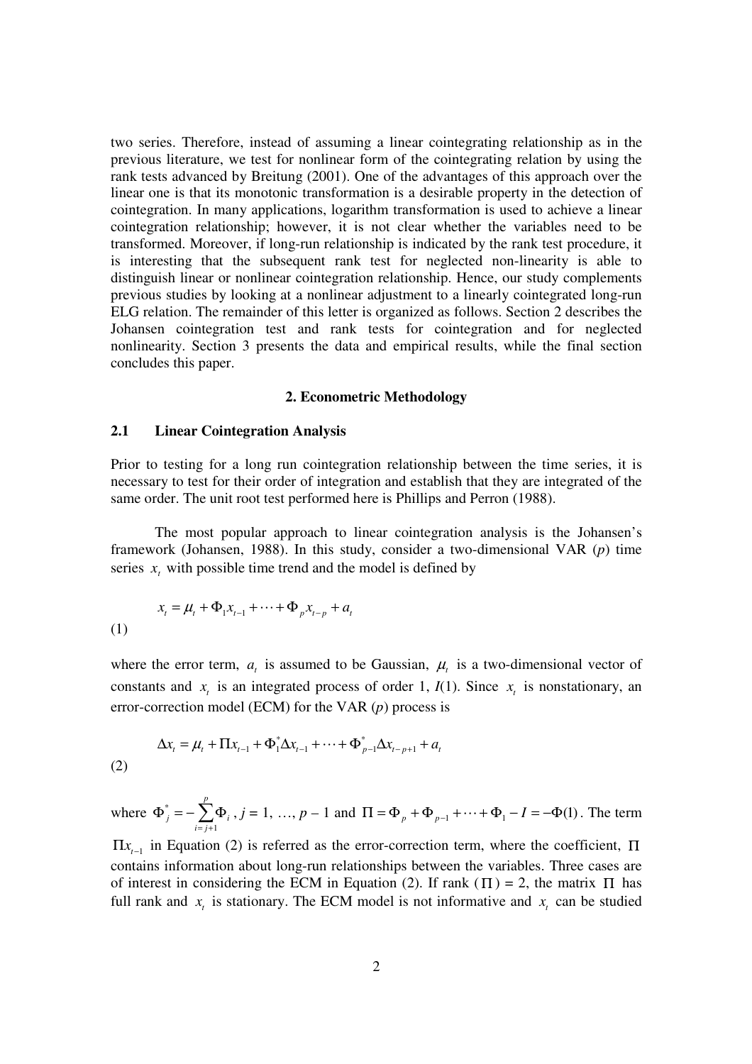two series. Therefore, instead of assuming a linear cointegrating relationship as in the previous literature, we test for nonlinear form of the cointegrating relation by using the rank tests advanced by Breitung (2001). One of the advantages of this approach over the linear one is that its monotonic transformation is a desirable property in the detection of cointegration. In many applications, logarithm transformation is used to achieve a linear cointegration relationship; however, it is not clear whether the variables need to be transformed. Moreover, if long-run relationship is indicated by the rank test procedure, it is interesting that the subsequent rank test for neglected non-linearity is able to distinguish linear or nonlinear cointegration relationship. Hence, our study complements previous studies by looking at a nonlinear adjustment to a linearly cointegrated long-run ELG relation. The remainder of this letter is organized as follows. Section 2 describes the Johansen cointegration test and rank tests for cointegration and for neglected nonlinearity. Section 3 presents the data and empirical results, while the final section concludes this paper.

## 2. Econometric Methodology

### 2.1 Linear Cointegration Analysis

Prior to testing for a long run cointegration relationship between the time series, it is necessary to test for their order of integration and establish that they are integrated of the same order. The unit root test performed here is Phillips and Perron (1988).

The most popular approach to linear cointegration analysis is the Johansen's framework (Johansen, 1988). In this study, consider a two-dimensional VAR ($p$) time series $x_t$ with possible time trend and the model is defined by

$$x_t = \mu_t + \Phi_1 x_{t-1} + \cdots + \Phi_p x_{t-p} + a_t \tag{1}$$

where the error term, $a_t$ is assumed to be Gaussian, $\mu_t$ is a two-dimensional vector of constants and $x_t$ is an integrated process of order 1, $I(1)$. Since $x_t$ is nonstationary, an error-correction model (ECM) for the VAR ($p$) process is

$$\Delta x_t = \mu_t + \Pi x_{t-1} + \Phi_1^* \Delta x_{t-1} + \cdots + \Phi_{p-1}^* \Delta x_{t-p+1} + a_t \tag{2}$$

where $\Phi_j^* = -\sum_{i=j+1}^{p} \Phi_i$, $j = 1, \ldots, p - 1$ and $\Pi = \Phi_p + \Phi_{p-1} + \cdots + \Phi_1 - I = -\Phi(1)$. The term $\Pi x_{t-1}$ in Equation (2) is referred as the error-correction term, where the coefficient, $\Pi$ contains information about long-run relationships between the variables. Three cases are of interest in considering the ECM in Equation (2). If rank ($\Pi$) = 2, the matrix $\Pi$ has full rank and $x_t$ is stationary. The ECM model is not informative and $x_t$ can be studied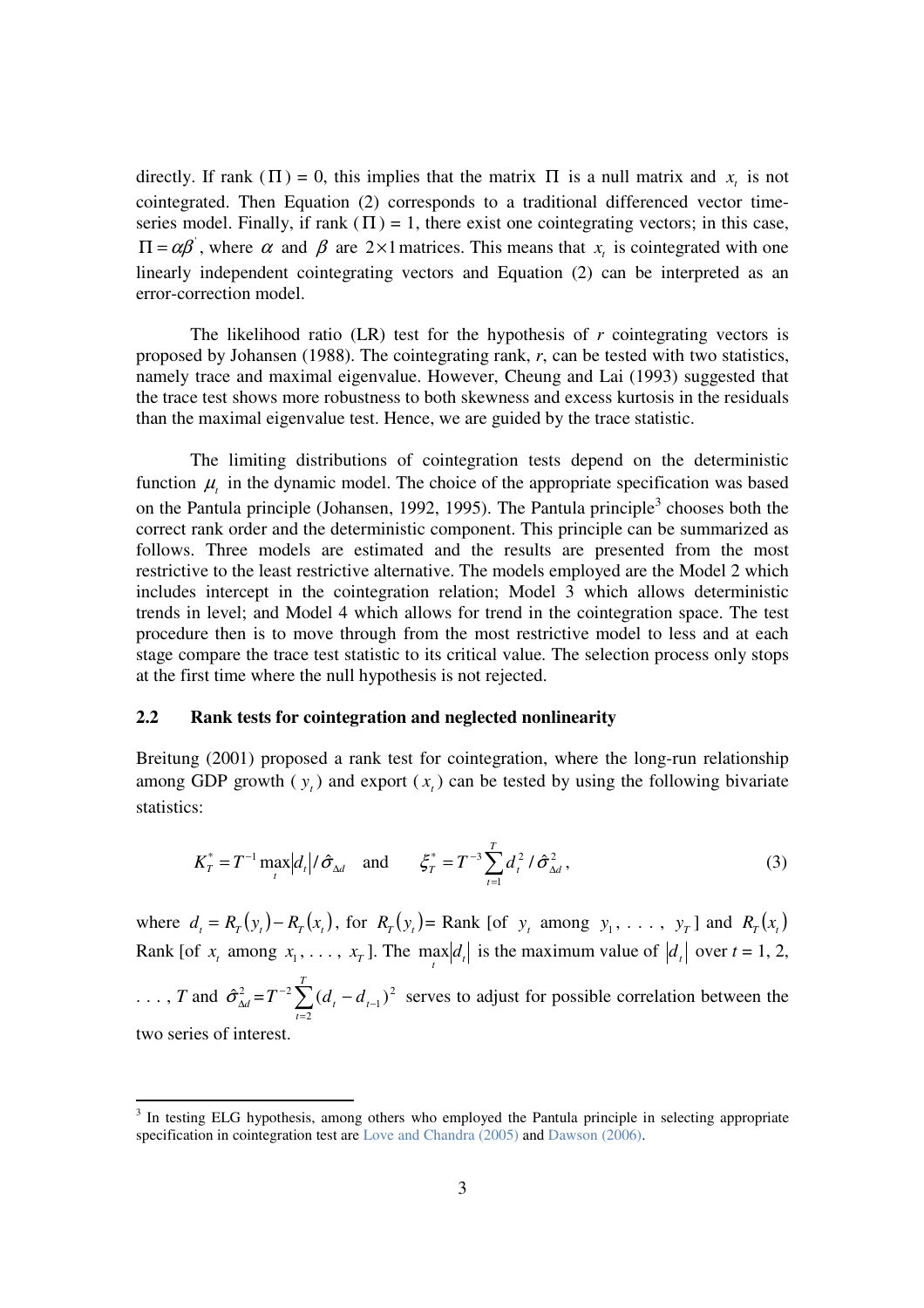directly. If rank ($\Pi$) = 0, this implies that the matrix $\Pi$ is a null matrix and $x_t$ is not cointegrated. Then Equation (2) corresponds to a traditional differenced vector time-series model. Finally, if rank ($\Pi$) = 1, there exist one cointegrating vectors; in this case, $\Pi = \alpha\beta'$, where $\alpha$ and $\beta$ are $2 \times 1$ matrices. This means that $x_t$ is cointegrated with one linearly independent cointegrating vectors and Equation (2) can be interpreted as an error-correction model.

The likelihood ratio (LR) test for the hypothesis of *r* cointegrating vectors is proposed by Johansen (1988). The cointegrating rank, *r*, can be tested with two statistics, namely trace and maximal eigenvalue. However, Cheung and Lai (1993) suggested that the trace test shows more robustness to both skewness and excess kurtosis in the residuals than the maximal eigenvalue test. Hence, we are guided by the trace statistic.

The limiting distributions of cointegration tests depend on the deterministic function $\mu_t$ in the dynamic model. The choice of the appropriate specification was based on the Pantula principle (Johansen, 1992, 1995). The Pantula principle[3] chooses both the correct rank order and the deterministic component. This principle can be summarized as follows. Three models are estimated and the results are presented from the most restrictive to the least restrictive alternative. The models employed are the Model 2 which includes intercept in the cointegration relation; Model 3 which allows deterministic trends in level; and Model 4 which allows for trend in the cointegration space. The test procedure then is to move through from the most restrictive model to less and at each stage compare the trace test statistic to its critical value. The selection process only stops at the first time where the null hypothesis is not rejected.

### 2.2 Rank tests for cointegration and neglected nonlinearity

Breitung (2001) proposed a rank test for cointegration, where the long-run relationship among GDP growth ($y_t$) and export ($x_t$) can be tested by using the following bivariate statistics:

$$K_T^* = T^{-1} \max_t |d_t| / \hat{\sigma}_{\Delta d} \quad \text{and} \quad \xi_T^* = T^{-3} \sum_{t=1}^{T} d_t^2 / \hat{\sigma}_{\Delta d}^2, \tag{3}$$

where $d_t = R_T(y_t) - R_T(x_t)$, for $R_T(y_t)$= Rank [of $y_t$ among $y_1, \ldots, y_T$] and $R_T(x_t)$ Rank [of $x_t$ among $x_1, \ldots, x_T$]. The $\max_t |d_t|$ is the maximum value of $|d_t|$ over *t* = 1, 2, . . . , *T* and $\hat{\sigma}_{\Delta d}^2 = T^{-2} \sum_{t=2}^{T} (d_t - d_{t-1})^2$ serves to adjust for possible correlation between the two series of interest.

---

[3] In testing ELG hypothesis, among others who employed the Pantula principle in selecting appropriate specification in cointegration test are Love and Chandra (2005) and Dawson (2006).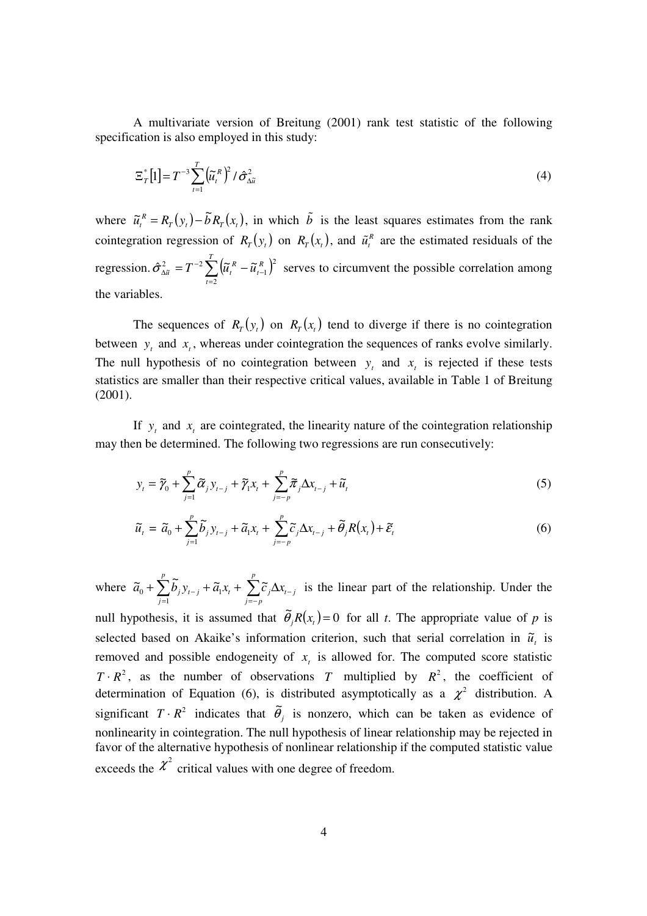A multivariate version of Breitung (2001) rank test statistic of the following specification is also employed in this study:

$$\Xi_T^*[1] = T^{-3} \sum_{t=1}^{T} \left(\tilde{u}_t^R\right)^2 / \hat{\sigma}_{\Delta\tilde{u}}^2 \tag{4}$$

where $\tilde{u}_t^R = R_T(y_t) - \tilde{b} R_T(x_t)$, in which $\tilde{b}$ is the least squares estimates from the rank cointegration regression of $R_T(y_t)$ on $R_T(x_t)$, and $\tilde{u}_t^R$ are the estimated residuals of the regression. $\hat{\sigma}_{\Delta\tilde{u}}^2 = T^{-2} \sum_{t=2}^{T} \left(\tilde{u}_t^R - \tilde{u}_{t-1}^R\right)^2$ serves to circumvent the possible correlation among the variables.

The sequences of $R_T(y_t)$ on $R_T(x_t)$ tend to diverge if there is no cointegration between $y_t$ and $x_t$, whereas under cointegration the sequences of ranks evolve similarly. The null hypothesis of no cointegration between $y_t$ and $x_t$ is rejected if these tests statistics are smaller than their respective critical values, available in Table 1 of Breitung (2001).

If $y_t$ and $x_t$ are cointegrated, the linearity nature of the cointegration relationship may then be determined. The following two regressions are run consecutively:

$$y_t = \tilde{\gamma}_0 + \sum_{j=1}^{p} \tilde{\alpha}_j y_{t-j} + \tilde{\gamma}_1 x_t + \sum_{j=-p}^{p} \tilde{\pi}_j \Delta x_{t-j} + \tilde{u}_t \tag{5}$$

$$\tilde{u}_t = \tilde{a}_0 + \sum_{j=1}^{p} \tilde{b}_j y_{t-j} + \tilde{a}_1 x_t + \sum_{j=-p}^{p} \tilde{c}_j \Delta x_{t-j} + \tilde{\theta}_j R(x_t) + \tilde{\varepsilon}_t \tag{6}$$

where $\tilde{a}_0 + \sum_{j=1}^{p} \tilde{b}_j y_{t-j} + \tilde{a}_1 x_t + \sum_{j=-p}^{p} \tilde{c}_j \Delta x_{t-j}$ is the linear part of the relationship. Under the null hypothesis, it is assumed that $\tilde{\theta}_j R(x_t) = 0$ for all *t*. The appropriate value of *p* is selected based on Akaike's information criterion, such that serial correlation in $\tilde{u}_t$ is removed and possible endogeneity of $x_t$ is allowed for. The computed score statistic $T \cdot R^2$, as the number of observations $T$ multiplied by $R^2$, the coefficient of determination of Equation (6), is distributed asymptotically as a $\chi^2$ distribution. A significant $T \cdot R^2$ indicates that $\tilde{\theta}_j$ is nonzero, which can be taken as evidence of nonlinearity in cointegration. The null hypothesis of linear relationship may be rejected in favor of the alternative hypothesis of nonlinear relationship if the computed statistic value exceeds the $\chi^2$ critical values with one degree of freedom.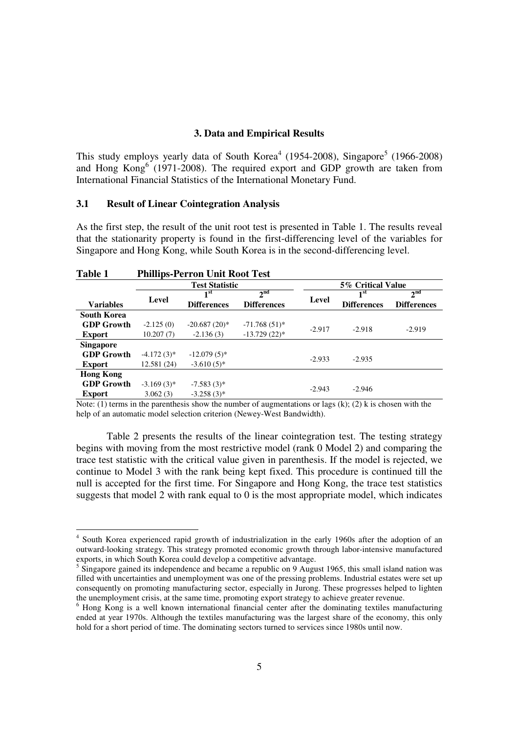## 3. Data and Empirical Results

This study employs yearly data of South Korea[4] (1954-2008), Singapore[5] (1966-2008) and Hong Kong[6] (1971-2008). The required export and GDP growth are taken from International Financial Statistics of the International Monetary Fund.

### 3.1 Result of Linear Cointegration Analysis

As the first step, the result of the unit root test is presented in Table 1. The results reveal that the stationarity property is found in the first-differencing level of the variables for Singapore and Hong Kong, while South Korea is in the second-differencing level.

**Table 1 Phillips-Perron Unit Root Test**

| | Test Statistic | | | 5% Critical Value | | |
|---|---|---|---|---|---|---|
| **Variables** | **Level** | **1st Differences** | **2nd Differences** | **Level** | **1st Differences** | **2nd Differences** |
| **South Korea** | | | | | | |
| **GDP Growth** | -2.125 (0) | -20.687 (20)* | -71.768 (51)* | -2.917 | -2.918 | -2.919 |
| **Export** | 10.207 (7) | -2.136 (3) | -13.729 (22)* | | | |
| **Singapore** | | | | | | |
| **GDP Growth** | -4.172 (3)* | -12.079 (5)* | | -2.933 | -2.935 | |
| **Export** | 12.581 (24) | -3.610 (5)* | | | | |
| **Hong Kong** | | | | | | |
| **GDP Growth** | -3.169 (3)* | -7.583 (3)* | | -2.943 | -2.946 | |
| **Export** | 3.062 (3) | -3.258 (3)* | | | | |

Note: (1) terms in the parenthesis show the number of augmentations or lags (k); (2) k is chosen with the help of an automatic model selection criterion (Newey-West Bandwidth).

Table 2 presents the results of the linear cointegration test. The testing strategy begins with moving from the most restrictive model (rank 0 Model 2) and comparing the trace test statistic with the critical value given in parenthesis. If the model is rejected, we continue to Model 3 with the rank being kept fixed. This procedure is continued till the null is accepted for the first time. For Singapore and Hong Kong, the trace test statistics suggests that model 2 with rank equal to 0 is the most appropriate model, which indicates

[4] South Korea experienced rapid growth of industrialization in the early 1960s after the adoption of an outward-looking strategy. This strategy promoted economic growth through labor-intensive manufactured exports, in which South Korea could develop a competitive advantage.

[5] Singapore gained its independence and became a republic on 9 August 1965, this small island nation was filled with uncertainties and unemployment was one of the pressing problems. Industrial estates were set up consequently on promoting manufacturing sector, especially in Jurong. These progresses helped to lighten the unemployment crisis, at the same time, promoting export strategy to achieve greater revenue.

[6] Hong Kong is a well known international financial center after the dominating textiles manufacturing ended at year 1970s. Although the textiles manufacturing was the largest share of the economy, this only hold for a short period of time. The dominating sectors turned to services since 1980s until now.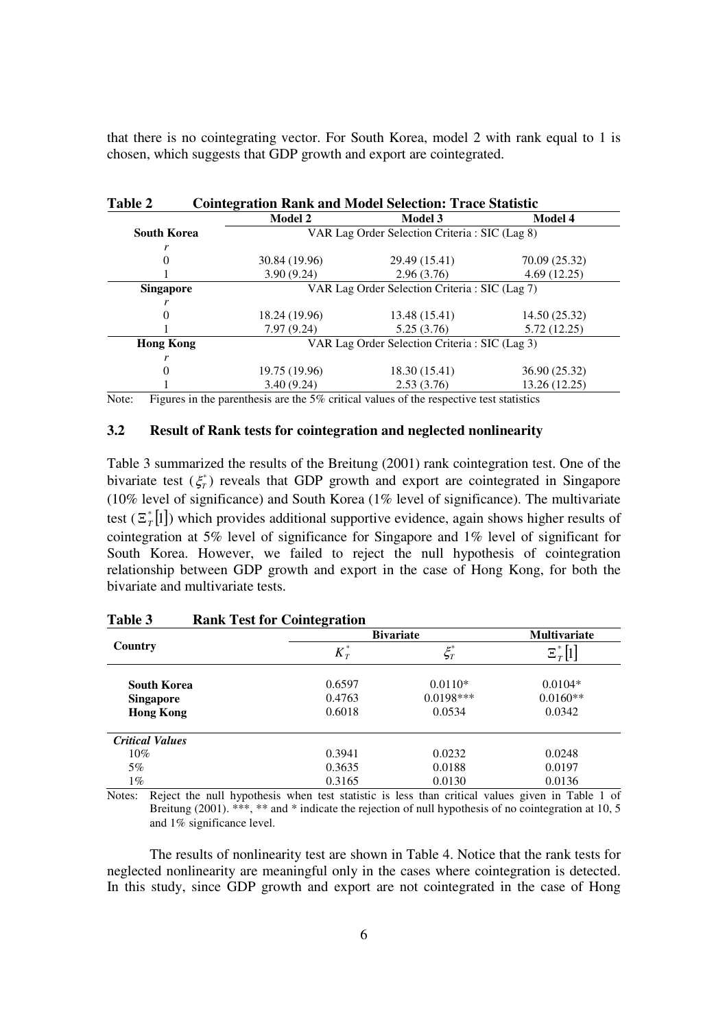that there is no cointegrating vector. For South Korea, model 2 with rank equal to 1 is chosen, which suggests that GDP growth and export are cointegrated.

**Table 2 Cointegration Rank and Model Selection: Trace Statistic**

| | Model 2 | Model 3 | Model 4 |
|---|---|---|---|
| **South Korea** | VAR Lag Order Selection Criteria : SIC (Lag 8) | | |
| $r$ | | | |
| 0 | 30.84 (19.96) | 29.49 (15.41) | 70.09 (25.32) |
| 1 | 3.90 (9.24) | 2.96 (3.76) | 4.69 (12.25) |
| **Singapore** | VAR Lag Order Selection Criteria : SIC (Lag 7) | | |
| $r$ | | | |
| 0 | 18.24 (19.96) | 13.48 (15.41) | 14.50 (25.32) |
| 1 | 7.97 (9.24) | 5.25 (3.76) | 5.72 (12.25) |
| **Hong Kong** | VAR Lag Order Selection Criteria : SIC (Lag 3) | | |
| $r$ | | | |
| 0 | 19.75 (19.96) | 18.30 (15.41) | 36.90 (25.32) |
| 1 | 3.40 (9.24) | 2.53 (3.76) | 13.26 (12.25) |

Note: Figures in the parenthesis are the 5% critical values of the respective test statistics

### 3.2 Result of Rank tests for cointegration and neglected nonlinearity

Table 3 summarized the results of the Breitung (2001) rank cointegration test. One of the bivariate test ($\xi_T^*$) reveals that GDP growth and export are cointegrated in Singapore (10% level of significance) and South Korea (1% level of significance). The multivariate test ($\Xi_T^*[1]$) which provides additional supportive evidence, again shows higher results of cointegration at 5% level of significance for Singapore and 1% level of significant for South Korea. However, we failed to reject the null hypothesis of cointegration relationship between GDP growth and export in the case of Hong Kong, for both the bivariate and multivariate tests.

**Table 3 Rank Test for Cointegration**

| Country | Bivariate | | Multivariate |
|---|---|---|---|
| | $K_T^*$ | $\xi_T^*$ | $\Xi_T^*[1]$ |
| **South Korea** | 0.6597 | 0.0110* | 0.0104* |
| **Singapore** | 0.4763 | 0.0198*** | 0.0160** |
| **Hong Kong** | 0.6018 | 0.0534 | 0.0342 |
| ***Critical Values*** | | | |
| 10% | 0.3941 | 0.0232 | 0.0248 |
| 5% | 0.3635 | 0.0188 | 0.0197 |
| 1% | 0.3165 | 0.0130 | 0.0136 |

Notes: Reject the null hypothesis when test statistic is less than critical values given in Table 1 of Breitung (2001). ***, ** and * indicate the rejection of null hypothesis of no cointegration at 10, 5 and 1% significance level.

The results of nonlinearity test are shown in Table 4. Notice that the rank tests for neglected nonlinearity are meaningful only in the cases where cointegration is detected. In this study, since GDP growth and export are not cointegrated in the case of Hong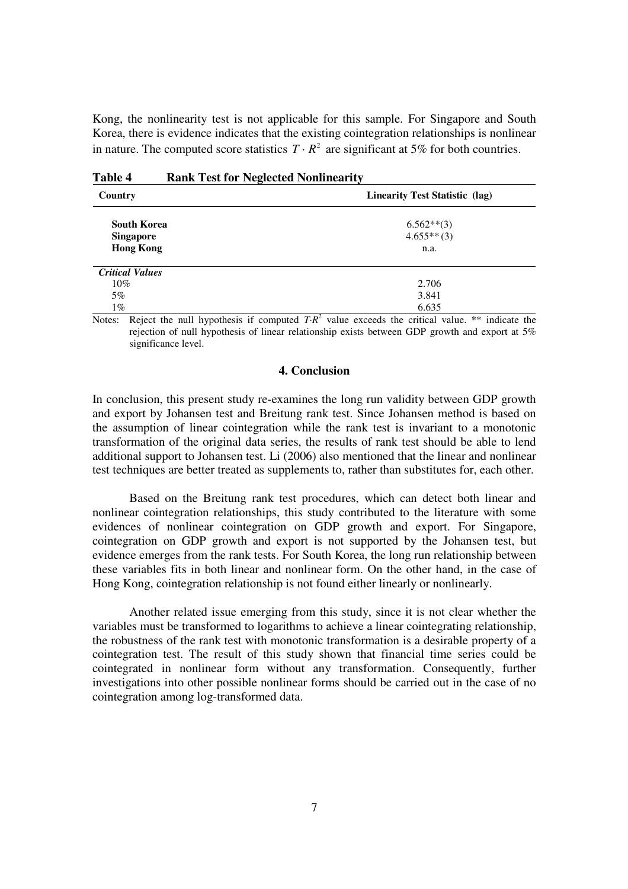Kong, the nonlinearity test is not applicable for this sample. For Singapore and South Korea, there is evidence indicates that the existing cointegration relationships is nonlinear in nature. The computed score statistics $T \cdot R^2$ are significant at 5% for both countries.

**Table 4 Rank Test for Neglected Nonlinearity**

| Country | Linearity Test Statistic (lag) |
|---|---|
| **South Korea** | 6.562**(3) |
| **Singapore** | 4.655**(3) |
| **Hong Kong** | n.a. |
| *Critical Values* | |
| 10% | 2.706 |
| 5% | 3.841 |
| 1% | 6.635 |

Notes: Reject the null hypothesis if computed $T \cdot R^2$ value exceeds the critical value. ** indicate the rejection of null hypothesis of linear relationship exists between GDP growth and export at 5% significance level.

## 4. Conclusion

In conclusion, this present study re-examines the long run validity between GDP growth and export by Johansen test and Breitung rank test. Since Johansen method is based on the assumption of linear cointegration while the rank test is invariant to a monotonic transformation of the original data series, the results of rank test should be able to lend additional support to Johansen test. Li (2006) also mentioned that the linear and nonlinear test techniques are better treated as supplements to, rather than substitutes for, each other.

Based on the Breitung rank test procedures, which can detect both linear and nonlinear cointegration relationships, this study contributed to the literature with some evidences of nonlinear cointegration on GDP growth and export. For Singapore, cointegration on GDP growth and export is not supported by the Johansen test, but evidence emerges from the rank tests. For South Korea, the long run relationship between these variables fits in both linear and nonlinear form. On the other hand, in the case of Hong Kong, cointegration relationship is not found either linearly or nonlinearly.

Another related issue emerging from this study, since it is not clear whether the variables must be transformed to logarithms to achieve a linear cointegrating relationship, the robustness of the rank test with monotonic transformation is a desirable property of a cointegration test. The result of this study shown that financial time series could be cointegrated in nonlinear form without any transformation. Consequently, further investigations into other possible nonlinear forms should be carried out in the case of no cointegration among log-transformed data.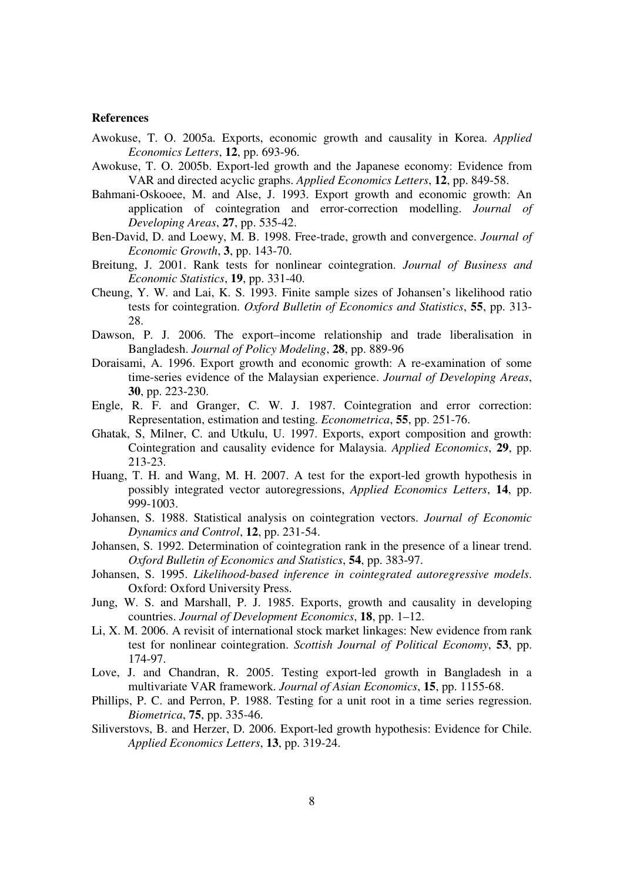**References**

Awokuse, T. O. 2005a. Exports, economic growth and causality in Korea. *Applied Economics Letters*, **12**, pp. 693-96.

Awokuse, T. O. 2005b. Export-led growth and the Japanese economy: Evidence from VAR and directed acyclic graphs. *Applied Economics Letters*, **12**, pp. 849-58.

Bahmani-Oskooee, M. and Alse, J. 1993. Export growth and economic growth: An application of cointegration and error-correction modelling. *Journal of Developing Areas*, **27**, pp. 535-42.

Ben-David, D. and Loewy, M. B. 1998. Free-trade, growth and convergence. *Journal of Economic Growth*, **3**, pp. 143-70.

Breitung, J. 2001. Rank tests for nonlinear cointegration. *Journal of Business and Economic Statistics*, **19**, pp. 331-40.

Cheung, Y. W. and Lai, K. S. 1993. Finite sample sizes of Johansen's likelihood ratio tests for cointegration. *Oxford Bulletin of Economics and Statistics*, **55**, pp. 313-28.

Dawson, P. J. 2006. The export–income relationship and trade liberalisation in Bangladesh. *Journal of Policy Modeling*, **28**, pp. 889-96

Doraisami, A. 1996. Export growth and economic growth: A re-examination of some time-series evidence of the Malaysian experience. *Journal of Developing Areas*, **30**, pp. 223-230.

Engle, R. F. and Granger, C. W. J. 1987. Cointegration and error correction: Representation, estimation and testing. *Econometrica*, **55**, pp. 251-76.

Ghatak, S, Milner, C. and Utkulu, U. 1997. Exports, export composition and growth: Cointegration and causality evidence for Malaysia. *Applied Economics*, **29**, pp. 213-23.

Huang, T. H. and Wang, M. H. 2007. A test for the export-led growth hypothesis in possibly integrated vector autoregressions, *Applied Economics Letters*, **14**, pp. 999-1003.

Johansen, S. 1988. Statistical analysis on cointegration vectors. *Journal of Economic Dynamics and Control*, **12**, pp. 231-54.

Johansen, S. 1992. Determination of cointegration rank in the presence of a linear trend. *Oxford Bulletin of Economics and Statistics*, **54**, pp. 383-97.

Johansen, S. 1995. *Likelihood-based inference in cointegrated autoregressive models*. Oxford: Oxford University Press.

Jung, W. S. and Marshall, P. J. 1985. Exports, growth and causality in developing countries. *Journal of Development Economics*, **18**, pp. 1–12.

Li, X. M. 2006. A revisit of international stock market linkages: New evidence from rank test for nonlinear cointegration. *Scottish Journal of Political Economy*, **53**, pp. 174-97.

Love, J. and Chandran, R. 2005. Testing export-led growth in Bangladesh in a multivariate VAR framework. *Journal of Asian Economics*, **15**, pp. 1155-68.

Phillips, P. C. and Perron, P. 1988. Testing for a unit root in a time series regression. *Biometrica*, **75**, pp. 335-46.

Siliverstovs, B. and Herzer, D. 2006. Export-led growth hypothesis: Evidence for Chile. *Applied Economics Letters*, **13**, pp. 319-24.